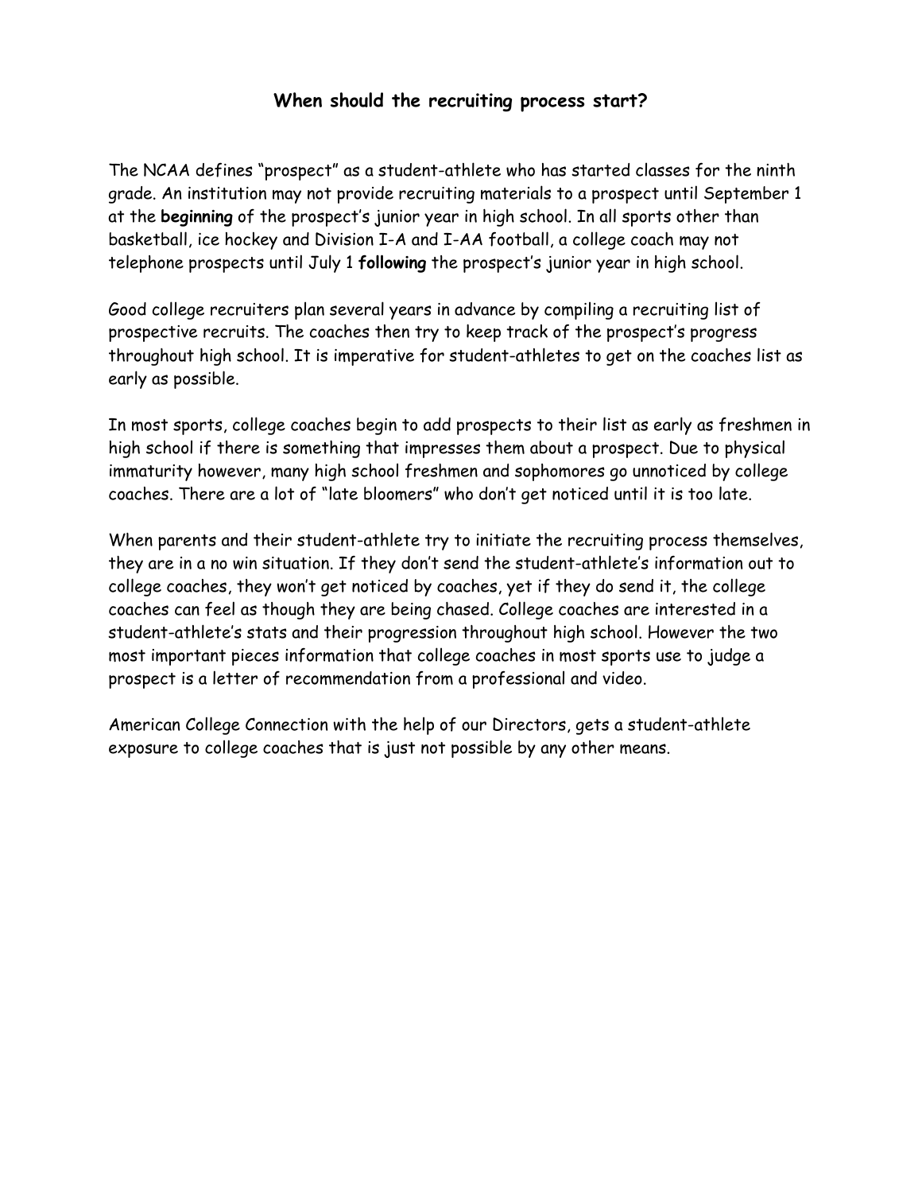## When should the recruiting process start?

The NCAA defines “prospect” as a student-athlete who has started classes for the ninth grade. An institution may not provide recruiting materials to a prospect until September 1 at the **beginning** of the prospect’s junior year in high school. In all sports other than basketball, ice hockey and Division I-A and I-AA football, a college coach may not telephone prospects until July 1 **following** the prospect’s junior year in high school.

Good college recruiters plan several years in advance by compiling a recruiting list of prospective recruits. The coaches then try to keep track of the prospect’s progress throughout high school. It is imperative for student-athletes to get on the coaches list as early as possible.

In most sports, college coaches begin to add prospects to their list as early as freshmen in high school if there is something that impresses them about a prospect. Due to physical immaturity however, many high school freshmen and sophomores go unnoticed by college coaches. There are a lot of “late bloomers” who don’t get noticed until it is too late.

When parents and their student-athlete try to initiate the recruiting process themselves, they are in a no win situation. If they don’t send the student-athlete’s information out to college coaches, they won’t get noticed by coaches, yet if they do send it, the college coaches can feel as though they are being chased. College coaches are interested in a student-athlete’s stats and their progression throughout high school. However the two most important pieces information that college coaches in most sports use to judge a prospect is a letter of recommendation from a professional and video.

American College Connection with the help of our Directors, gets a student-athlete exposure to college coaches that is just not possible by any other means.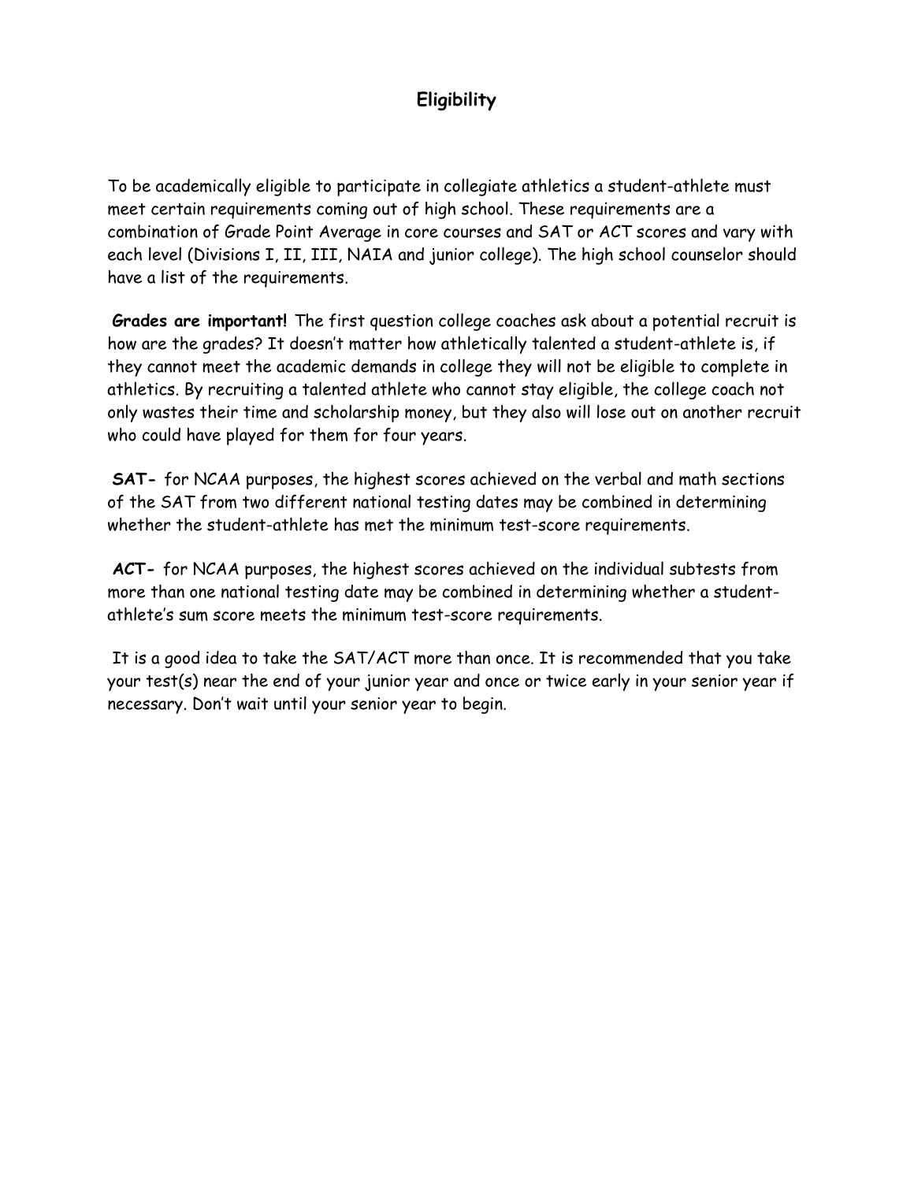## Eligibility

To be academically eligible to participate in collegiate athletics a student-athlete must meet certain requirements coming out of high school. These requirements are a combination of Grade Point Average in core courses and SAT or ACT scores and vary with each level (Divisions I, II, III, NAIA and junior college). The high school counselor should have a list of the requirements.

**Grades are important!** The first question college coaches ask about a potential recruit is how are the grades? It doesn't matter how athletically talented a student-athlete is, if they cannot meet the academic demands in college they will not be eligible to complete in athletics. By recruiting a talented athlete who cannot stay eligible, the college coach not only wastes their time and scholarship money, but they also will lose out on another recruit who could have played for them for four years.

**SAT-** for NCAA purposes, the highest scores achieved on the verbal and math sections of the SAT from two different national testing dates may be combined in determining whether the student-athlete has met the minimum test-score requirements.

**ACT-** for NCAA purposes, the highest scores achieved on the individual subtests from more than one national testing date may be combined in determining whether a student-athlete's sum score meets the minimum test-score requirements.

It is a good idea to take the SAT/ACT more than once. It is recommended that you take your test(s) near the end of your junior year and once or twice early in your senior year if necessary. Don't wait until your senior year to begin.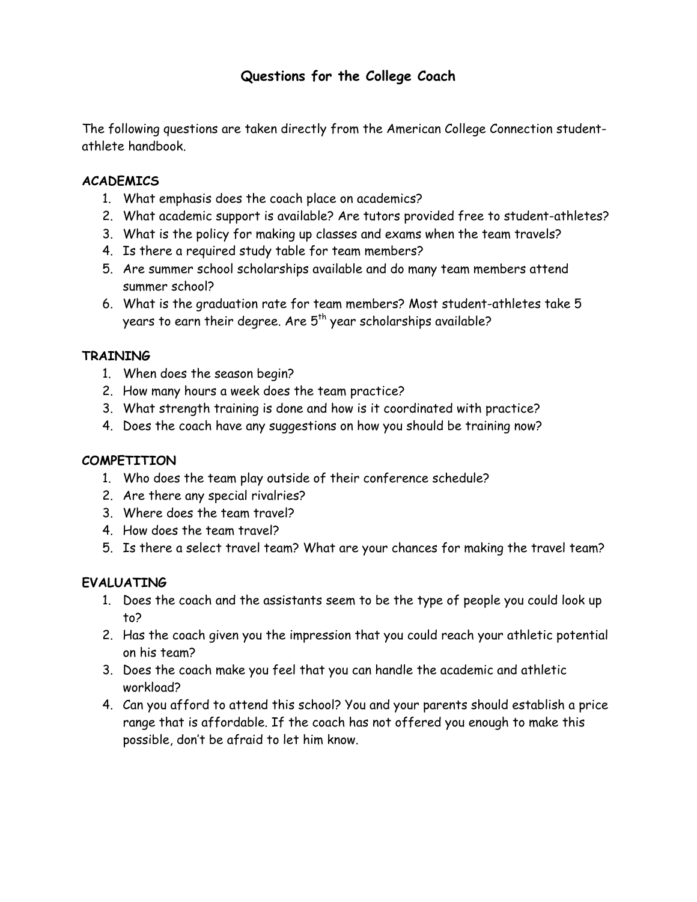# Questions for the College Coach

The following questions are taken directly from the American College Connection student-athlete handbook.

### ACADEMICS

1. What emphasis does the coach place on academics?
2. What academic support is available? Are tutors provided free to student-athletes?
3. What is the policy for making up classes and exams when the team travels?
4. Is there a required study table for team members?
5. Are summer school scholarships available and do many team members attend summer school?
6. What is the graduation rate for team members? Most student-athletes take 5 years to earn their degree. Are 5th year scholarships available?

### TRAINING

1. When does the season begin?
2. How many hours a week does the team practice?
3. What strength training is done and how is it coordinated with practice?
4. Does the coach have any suggestions on how you should be training now?

### COMPETITION

1. Who does the team play outside of their conference schedule?
2. Are there any special rivalries?
3. Where does the team travel?
4. How does the team travel?
5. Is there a select travel team? What are your chances for making the travel team?

### EVALUATING

1. Does the coach and the assistants seem to be the type of people you could look up to?
2. Has the coach given you the impression that you could reach your athletic potential on his team?
3. Does the coach make you feel that you can handle the academic and athletic workload?
4. Can you afford to attend this school? You and your parents should establish a price range that is affordable. If the coach has not offered you enough to make this possible, don't be afraid to let him know.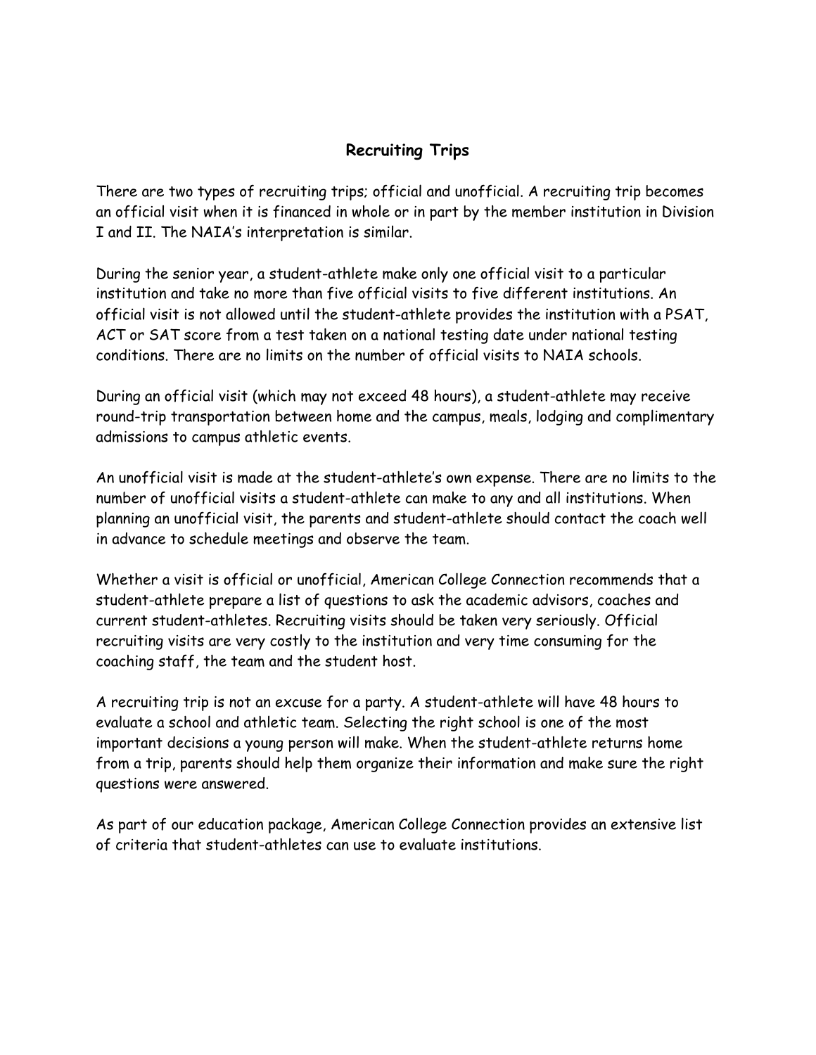## Recruiting Trips

There are two types of recruiting trips; official and unofficial. A recruiting trip becomes an official visit when it is financed in whole or in part by the member institution in Division I and II. The NAIA's interpretation is similar.

During the senior year, a student-athlete make only one official visit to a particular institution and take no more than five official visits to five different institutions. An official visit is not allowed until the student-athlete provides the institution with a PSAT, ACT or SAT score from a test taken on a national testing date under national testing conditions. There are no limits on the number of official visits to NAIA schools.

During an official visit (which may not exceed 48 hours), a student-athlete may receive round-trip transportation between home and the campus, meals, lodging and complimentary admissions to campus athletic events.

An unofficial visit is made at the student-athlete's own expense. There are no limits to the number of unofficial visits a student-athlete can make to any and all institutions. When planning an unofficial visit, the parents and student-athlete should contact the coach well in advance to schedule meetings and observe the team.

Whether a visit is official or unofficial, American College Connection recommends that a student-athlete prepare a list of questions to ask the academic advisors, coaches and current student-athletes. Recruiting visits should be taken very seriously. Official recruiting visits are very costly to the institution and very time consuming for the coaching staff, the team and the student host.

A recruiting trip is not an excuse for a party. A student-athlete will have 48 hours to evaluate a school and athletic team. Selecting the right school is one of the most important decisions a young person will make. When the student-athlete returns home from a trip, parents should help them organize their information and make sure the right questions were answered.

As part of our education package, American College Connection provides an extensive list of criteria that student-athletes can use to evaluate institutions.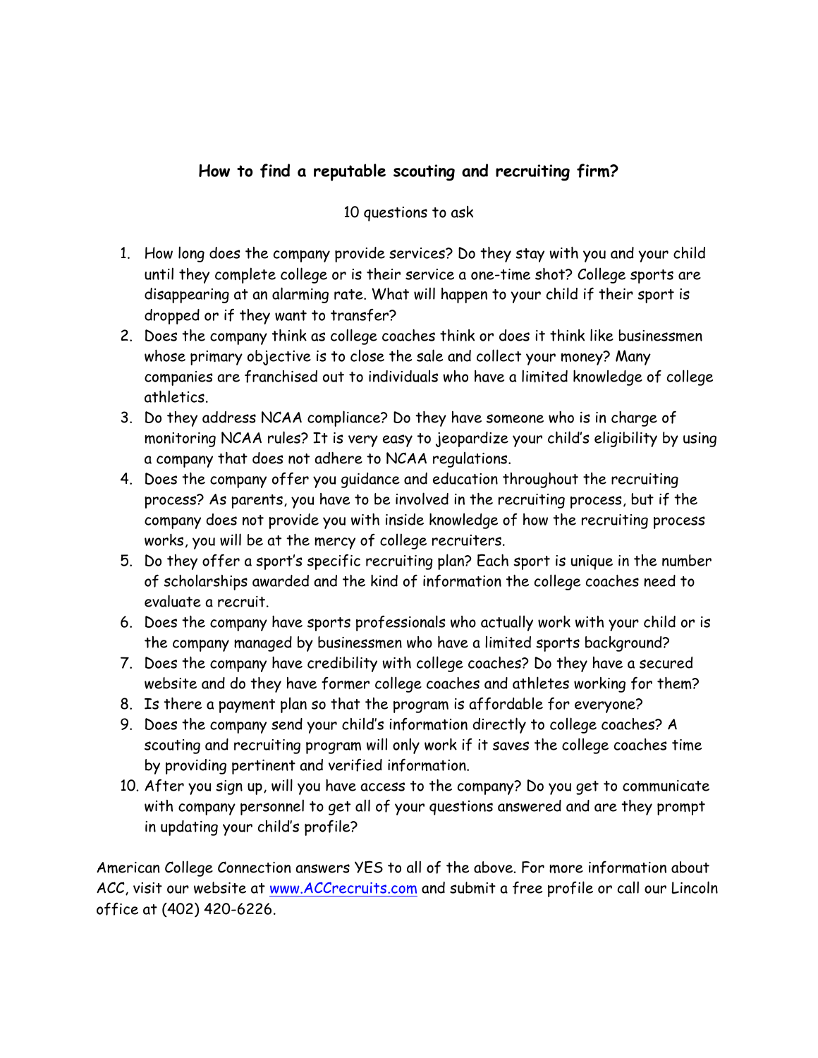## How to find a reputable scouting and recruiting firm?

10 questions to ask

1. How long does the company provide services? Do they stay with you and your child until they complete college or is their service a one-time shot? College sports are disappearing at an alarming rate. What will happen to your child if their sport is dropped or if they want to transfer?
2. Does the company think as college coaches think or does it think like businessmen whose primary objective is to close the sale and collect your money? Many companies are franchised out to individuals who have a limited knowledge of college athletics.
3. Do they address NCAA compliance? Do they have someone who is in charge of monitoring NCAA rules? It is very easy to jeopardize your child's eligibility by using a company that does not adhere to NCAA regulations.
4. Does the company offer you guidance and education throughout the recruiting process? As parents, you have to be involved in the recruiting process, but if the company does not provide you with inside knowledge of how the recruiting process works, you will be at the mercy of college recruiters.
5. Do they offer a sport's specific recruiting plan? Each sport is unique in the number of scholarships awarded and the kind of information the college coaches need to evaluate a recruit.
6. Does the company have sports professionals who actually work with your child or is the company managed by businessmen who have a limited sports background?
7. Does the company have credibility with college coaches? Do they have a secured website and do they have former college coaches and athletes working for them?
8. Is there a payment plan so that the program is affordable for everyone?
9. Does the company send your child's information directly to college coaches? A scouting and recruiting program will only work if it saves the college coaches time by providing pertinent and verified information.
10. After you sign up, will you have access to the company? Do you get to communicate with company personnel to get all of your questions answered and are they prompt in updating your child's profile?

American College Connection answers YES to all of the above. For more information about ACC, visit our website at [www.ACCrecruits.com](http://www.ACCrecruits.com) and submit a free profile or call our Lincoln office at (402) 420-6226.